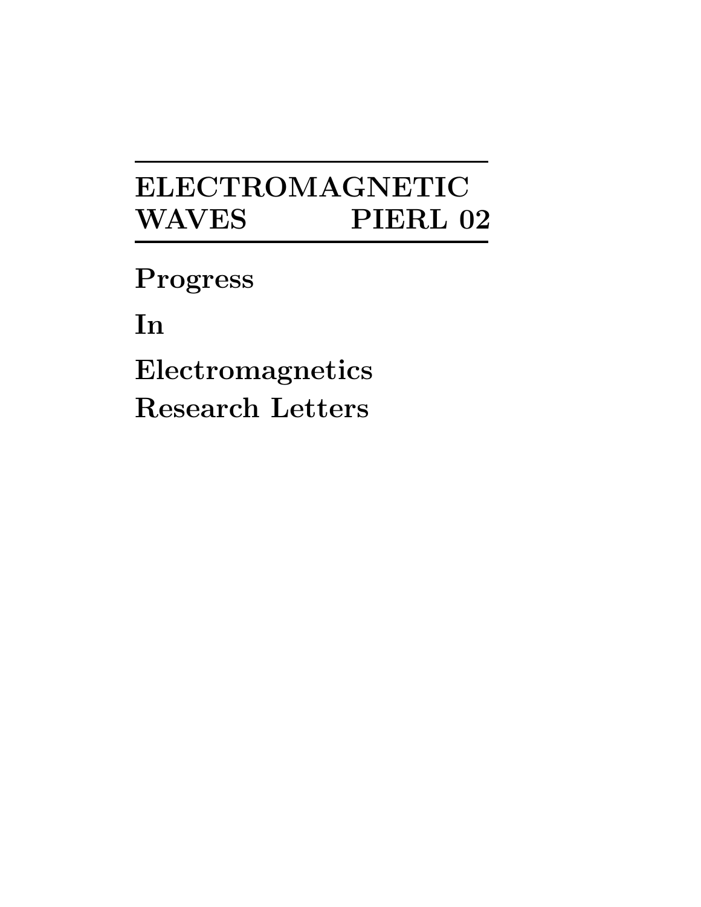# ELECTROMAGNETIC WAVES PIERL 02

**Progress**

**In**

**Electromagnetics**

**Research Letters**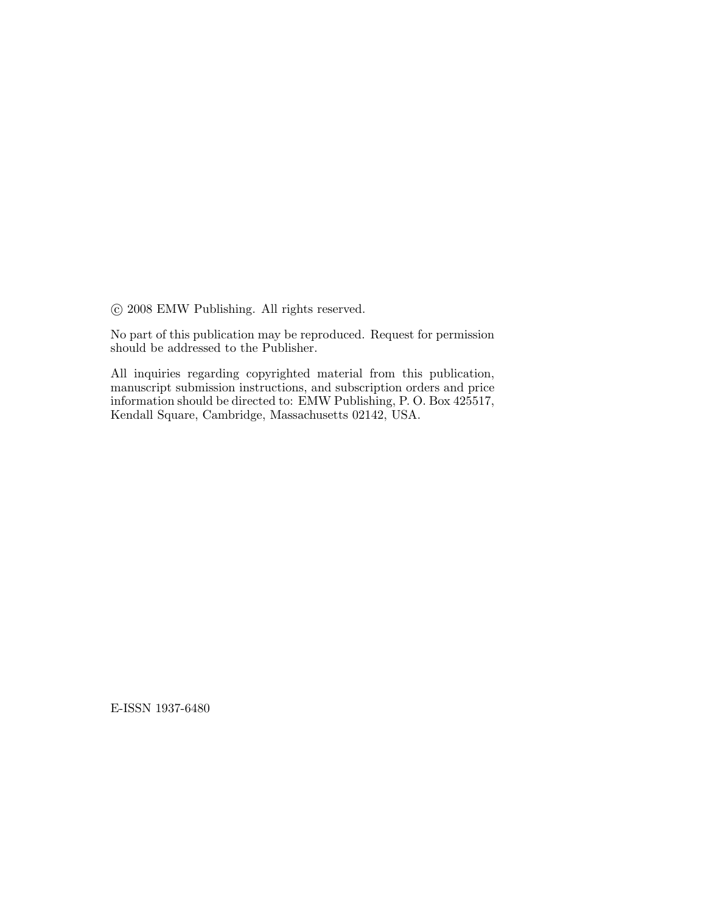© 2008 EMW Publishing. All rights reserved.

No part of this publication may be reproduced. Request for permission should be addressed to the Publisher.

All inquiries regarding copyrighted material from this publication, manuscript submission instructions, and subscription orders and price information should be directed to: EMW Publishing, P. O. Box 425517, Kendall Square, Cambridge, Massachusetts 02142, USA.

E-ISSN 1937-6480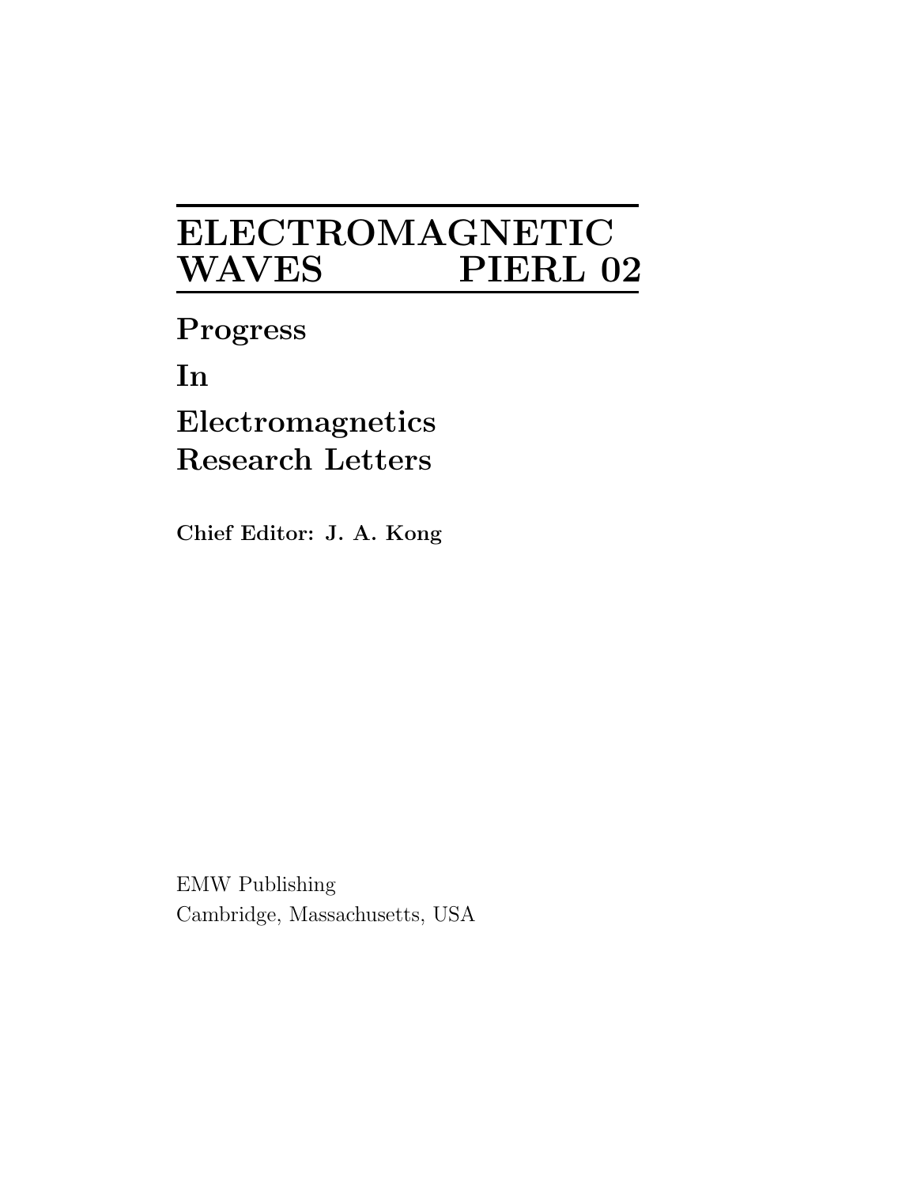# ELECTROMAGNETIC WAVES PIERL 02

## Progress In Electromagnetics Research Letters

**Chief Editor: J. A. Kong**

EMW Publishing
Cambridge, Massachusetts, USA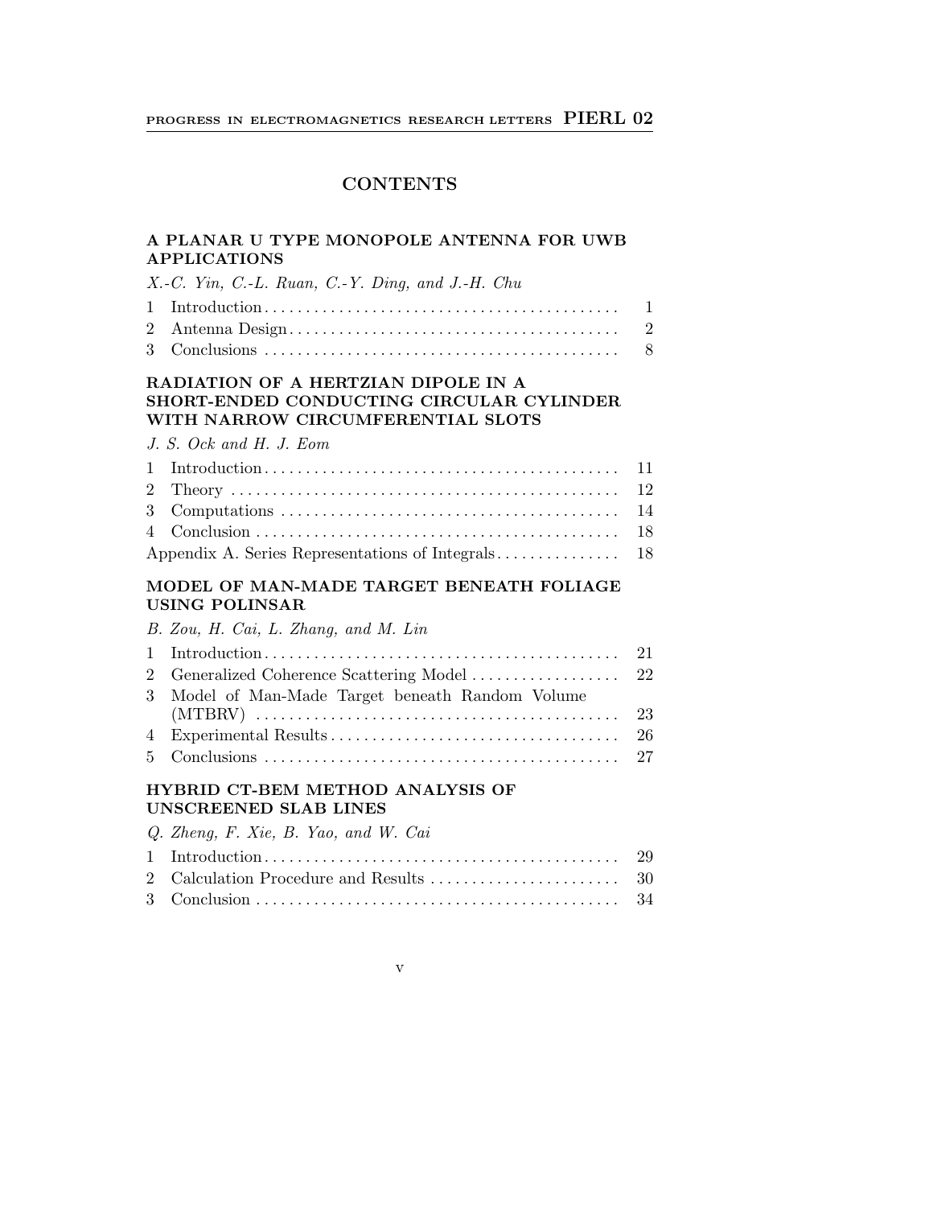# CONTENTS

### A PLANAR U TYPE MONOPOLE ANTENNA FOR UWB APPLICATIONS

*X.-C. Yin, C.-L. Ruan, C.-Y. Ding, and J.-H. Chu*

| | | |
|---|---|---|
| 1 | Introduction | 1 |
| 2 | Antenna Design | 2 |
| 3 | Conclusions | 8 |

### RADIATION OF A HERTZIAN DIPOLE IN A SHORT-ENDED CONDUCTING CIRCULAR CYLINDER WITH NARROW CIRCUMFERENTIAL SLOTS

*J. S. Ock and H. J. Eom*

| | | |
|---|---|---|
| 1 | Introduction | 11 |
| 2 | Theory | 12 |
| 3 | Computations | 14 |
| 4 | Conclusion | 18 |
| | Appendix A. Series Representations of Integrals | 18 |

### MODEL OF MAN-MADE TARGET BENEATH FOLIAGE USING POLINSAR

*B. Zou, H. Cai, L. Zhang, and M. Lin*

| | | |
|---|---|---|
| 1 | Introduction | 21 |
| 2 | Generalized Coherence Scattering Model | 22 |
| 3 | Model of Man-Made Target beneath Random Volume (MTBRV) | 23 |
| 4 | Experimental Results | 26 |
| 5 | Conclusions | 27 |

### HYBRID CT-BEM METHOD ANALYSIS OF UNSCREENED SLAB LINES

*Q. Zheng, F. Xie, B. Yao, and W. Cai*

| | | |
|---|---|---|
| 1 | Introduction | 29 |
| 2 | Calculation Procedure and Results | 30 |
| 3 | Conclusion | 34 |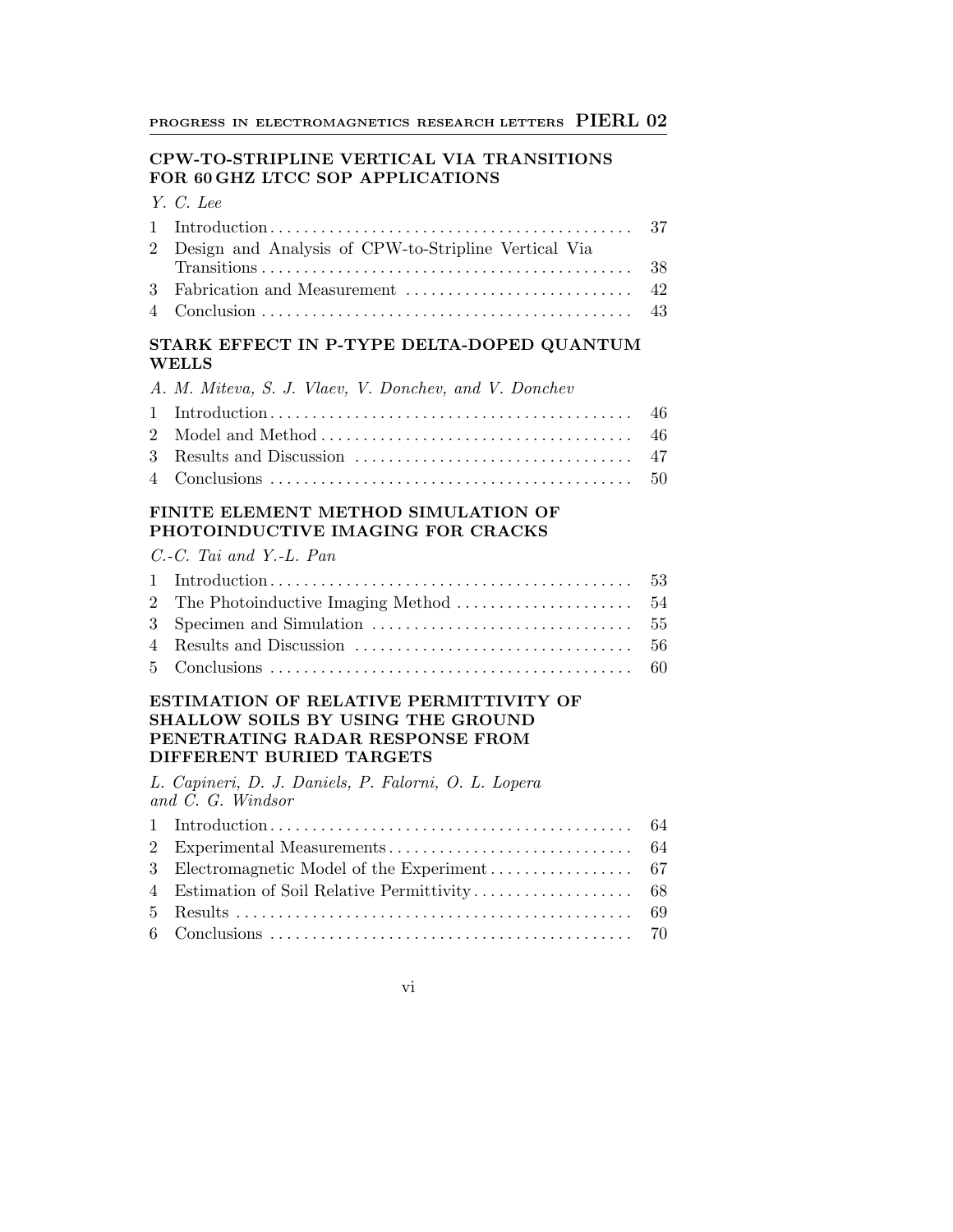## CPW-TO-STRIPLINE VERTICAL VIA TRANSITIONS FOR 60 GHZ LTCC SOP APPLICATIONS

*Y. C. Lee*

| | | |
|---|---|---|
| 1 | Introduction | 37 |
| 2 | Design and Analysis of CPW-to-Stripline Vertical Via Transitions | 38 |
| 3 | Fabrication and Measurement | 42 |
| 4 | Conclusion | 43 |

## STARK EFFECT IN P-TYPE DELTA-DOPED QUANTUM WELLS

*A. M. Miteva, S. J. Vlaev, V. Donchev, and V. Donchev*

| | | |
|---|---|---|
| 1 | Introduction | 46 |
| 2 | Model and Method | 46 |
| 3 | Results and Discussion | 47 |
| 4 | Conclusions | 50 |

## FINITE ELEMENT METHOD SIMULATION OF PHOTOINDUCTIVE IMAGING FOR CRACKS

*C.-C. Tai and Y.-L. Pan*

| | | |
|---|---|---|
| 1 | Introduction | 53 |
| 2 | The Photoinductive Imaging Method | 54 |
| 3 | Specimen and Simulation | 55 |
| 4 | Results and Discussion | 56 |
| 5 | Conclusions | 60 |

## ESTIMATION OF RELATIVE PERMITTIVITY OF SHALLOW SOILS BY USING THE GROUND PENETRATING RADAR RESPONSE FROM DIFFERENT BURIED TARGETS

*L. Capineri, D. J. Daniels, P. Falorni, O. L. Lopera and C. G. Windsor*

| | | |
|---|---|---|
| 1 | Introduction | 64 |
| 2 | Experimental Measurements | 64 |
| 3 | Electromagnetic Model of the Experiment | 67 |
| 4 | Estimation of Soil Relative Permittivity | 68 |
| 5 | Results | 69 |
| 6 | Conclusions | 70 |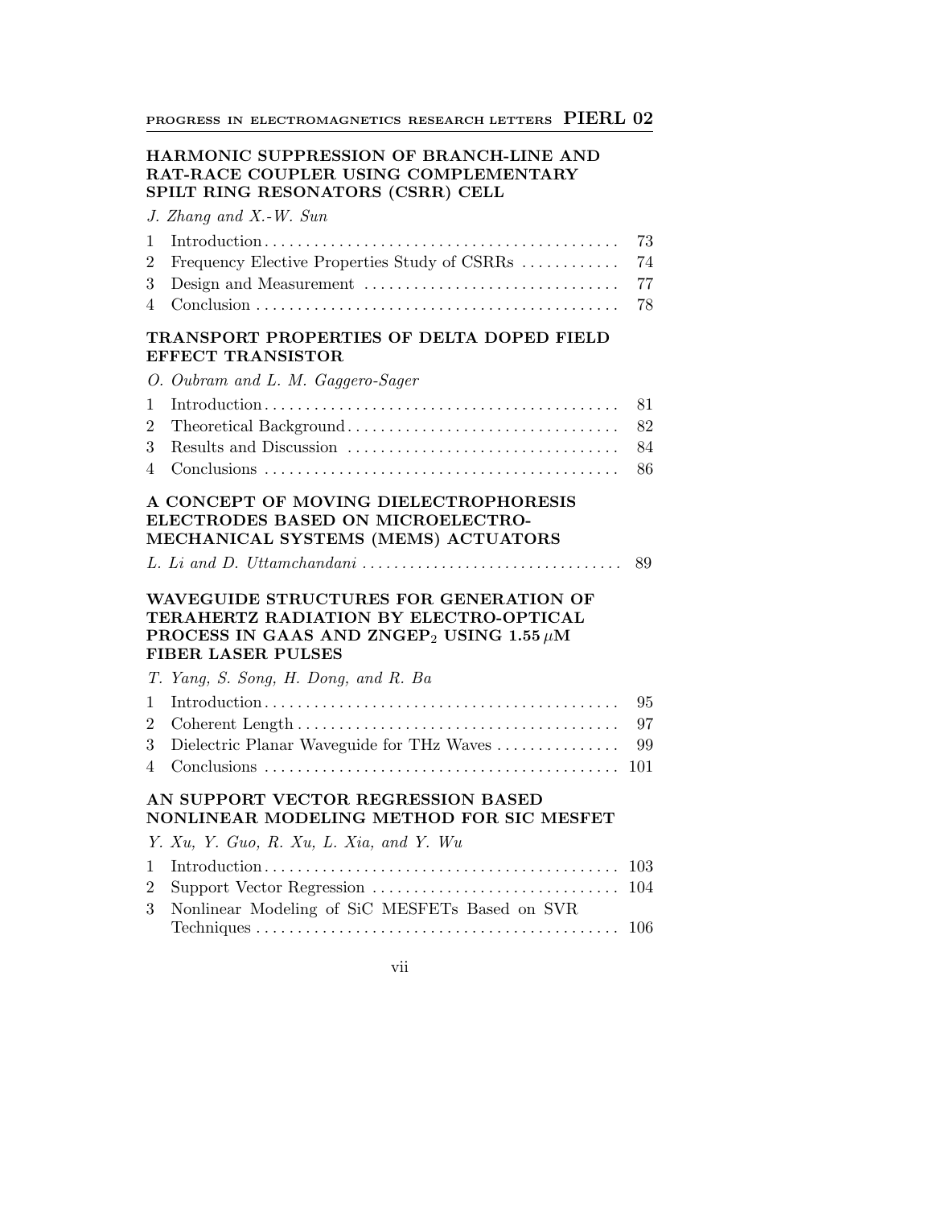### HARMONIC SUPPRESSION OF BRANCH-LINE AND RAT-RACE COUPLER USING COMPLEMENTARY SPILT RING RESONATORS (CSRR) CELL

*J. Zhang and X.-W. Sun*

1 Introduction . . . . . . . . . . 73
2 Frequency Elective Properties Study of CSRRs . . . . . . . . . . 74
3 Design and Measurement . . . . . . . . . . 77
4 Conclusion . . . . . . . . . . 78

### TRANSPORT PROPERTIES OF DELTA DOPED FIELD EFFECT TRANSISTOR

*O. Oubram and L. M. Gaggero-Sager*

1 Introduction . . . . . . . . . . 81
2 Theoretical Background . . . . . . . . . . 82
3 Results and Discussion . . . . . . . . . . 84
4 Conclusions . . . . . . . . . . 86

### A CONCEPT OF MOVING DIELECTROPHORESIS ELECTRODES BASED ON MICROELECTRO-MECHANICAL SYSTEMS (MEMS) ACTUATORS

*L. Li and D. Uttamchandani* . . . . . . . . . . 89

### WAVEGUIDE STRUCTURES FOR GENERATION OF TERAHERTZ RADIATION BY ELECTRO-OPTICAL PROCESS IN GAAS AND ZNGEP$_2$ USING 1.55 $\mu$M FIBER LASER PULSES

*T. Yang, S. Song, H. Dong, and R. Ba*

1 Introduction . . . . . . . . . . 95
2 Coherent Length . . . . . . . . . . 97
3 Dielectric Planar Waveguide for THz Waves . . . . . . . . . . 99
4 Conclusions . . . . . . . . . . 101

### AN SUPPORT VECTOR REGRESSION BASED NONLINEAR MODELING METHOD FOR SIC MESFET

*Y. Xu, Y. Guo, R. Xu, L. Xia, and Y. Wu*

1 Introduction . . . . . . . . . . 103
2 Support Vector Regression . . . . . . . . . . 104
3 Nonlinear Modeling of SiC MESFETs Based on SVR Techniques . . . . . . . . . . 106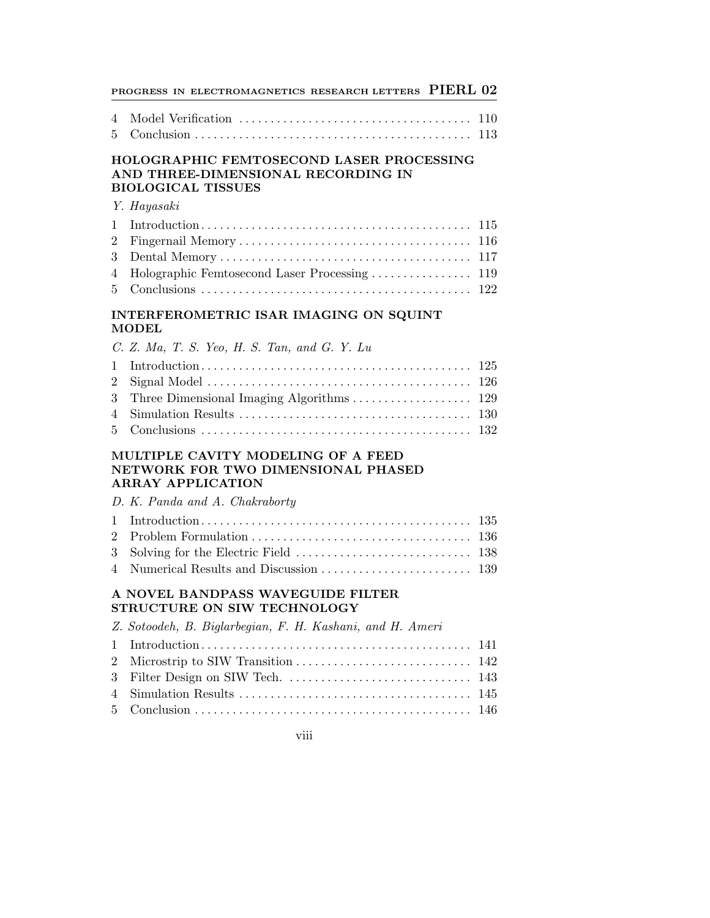| | | |
|---|---|---|
| 4 | Model Verification | 110 |
| 5 | Conclusion | 113 |

### HOLOGRAPHIC FEMTOSECOND LASER PROCESSING AND THREE-DIMENSIONAL RECORDING IN BIOLOGICAL TISSUES

*Y. Hayasaki*

| | | |
|---|---|---|
| 1 | Introduction | 115 |
| 2 | Fingernail Memory | 116 |
| 3 | Dental Memory | 117 |
| 4 | Holographic Femtosecond Laser Processing | 119 |
| 5 | Conclusions | 122 |

### INTERFEROMETRIC ISAR IMAGING ON SQUINT MODEL

*C. Z. Ma, T. S. Yeo, H. S. Tan, and G. Y. Lu*

| | | |
|---|---|---|
| 1 | Introduction | 125 |
| 2 | Signal Model | 126 |
| 3 | Three Dimensional Imaging Algorithms | 129 |
| 4 | Simulation Results | 130 |
| 5 | Conclusions | 132 |

### MULTIPLE CAVITY MODELING OF A FEED NETWORK FOR TWO DIMENSIONAL PHASED ARRAY APPLICATION

*D. K. Panda and A. Chakraborty*

| | | |
|---|---|---|
| 1 | Introduction | 135 |
| 2 | Problem Formulation | 136 |
| 3 | Solving for the Electric Field | 138 |
| 4 | Numerical Results and Discussion | 139 |

### A NOVEL BANDPASS WAVEGUIDE FILTER STRUCTURE ON SIW TECHNOLOGY

*Z. Sotoodeh, B. Biglarbegian, F. H. Kashani, and H. Ameri*

| | | |
|---|---|---|
| 1 | Introduction | 141 |
| 2 | Microstrip to SIW Transition | 142 |
| 3 | Filter Design on SIW Tech. | 143 |
| 4 | Simulation Results | 145 |
| 5 | Conclusion | 146 |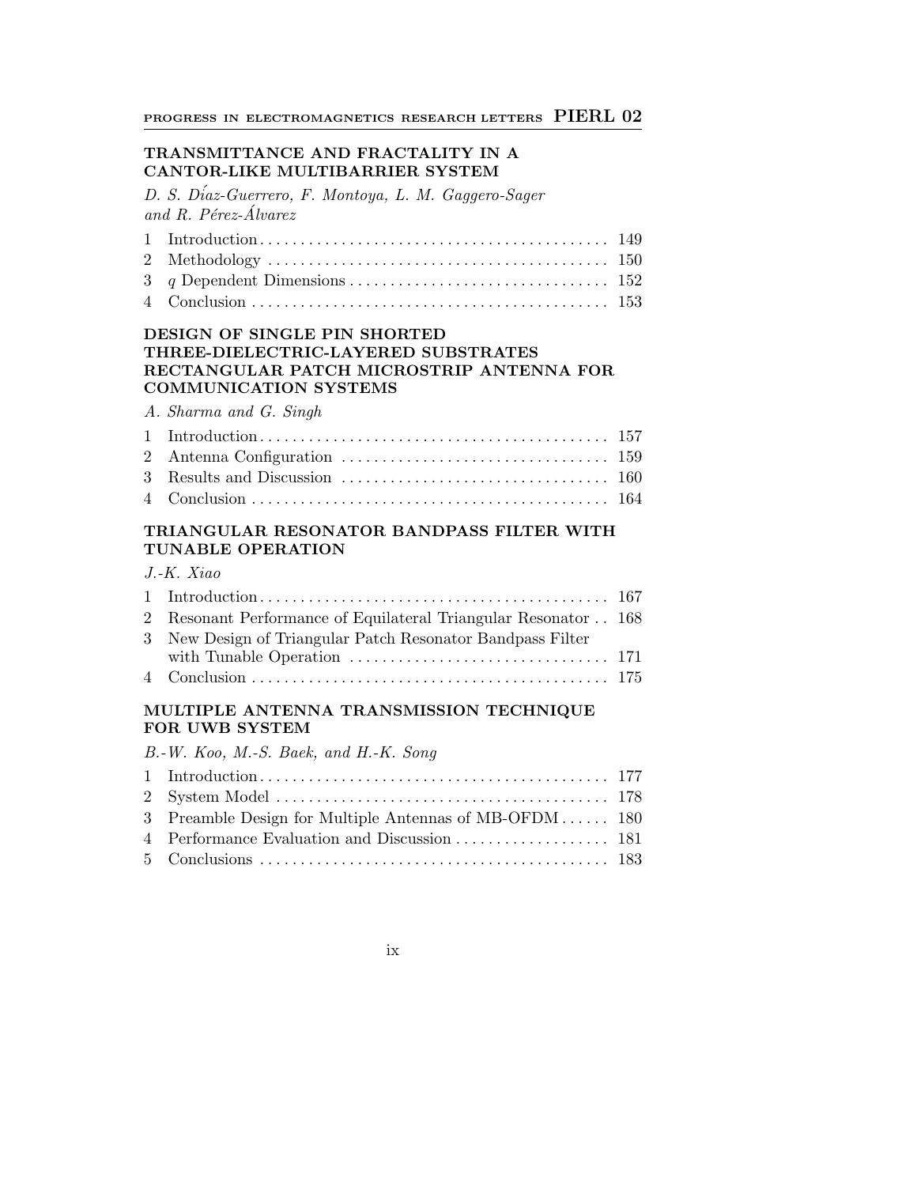### TRANSMITTANCE AND FRACTALITY IN A CANTOR-LIKE MULTIBARRIER SYSTEM

*D. S. Díaz-Guerrero, F. Montoya, L. M. Gaggero-Sager and R. Pérez-Álvarez*

| | | |
|---|---|---|
| 1 | Introduction | 149 |
| 2 | Methodology | 150 |
| 3 | $q$ Dependent Dimensions | 152 |
| 4 | Conclusion | 153 |

### DESIGN OF SINGLE PIN SHORTED THREE-DIELECTRIC-LAYERED SUBSTRATES RECTANGULAR PATCH MICROSTRIP ANTENNA FOR COMMUNICATION SYSTEMS

*A. Sharma and G. Singh*

| | | |
|---|---|---|
| 1 | Introduction | 157 |
| 2 | Antenna Configuration | 159 |
| 3 | Results and Discussion | 160 |
| 4 | Conclusion | 164 |

### TRIANGULAR RESONATOR BANDPASS FILTER WITH TUNABLE OPERATION

*J.-K. Xiao*

| | | |
|---|---|---|
| 1 | Introduction | 167 |
| 2 | Resonant Performance of Equilateral Triangular Resonator | 168 |
| 3 | New Design of Triangular Patch Resonator Bandpass Filter with Tunable Operation | 171 |
| 4 | Conclusion | 175 |

### MULTIPLE ANTENNA TRANSMISSION TECHNIQUE FOR UWB SYSTEM

*B.-W. Koo, M.-S. Baek, and H.-K. Song*

| | | |
|---|---|---|
| 1 | Introduction | 177 |
| 2 | System Model | 178 |
| 3 | Preamble Design for Multiple Antennas of MB-OFDM | 180 |
| 4 | Performance Evaluation and Discussion | 181 |
| 5 | Conclusions | 183 |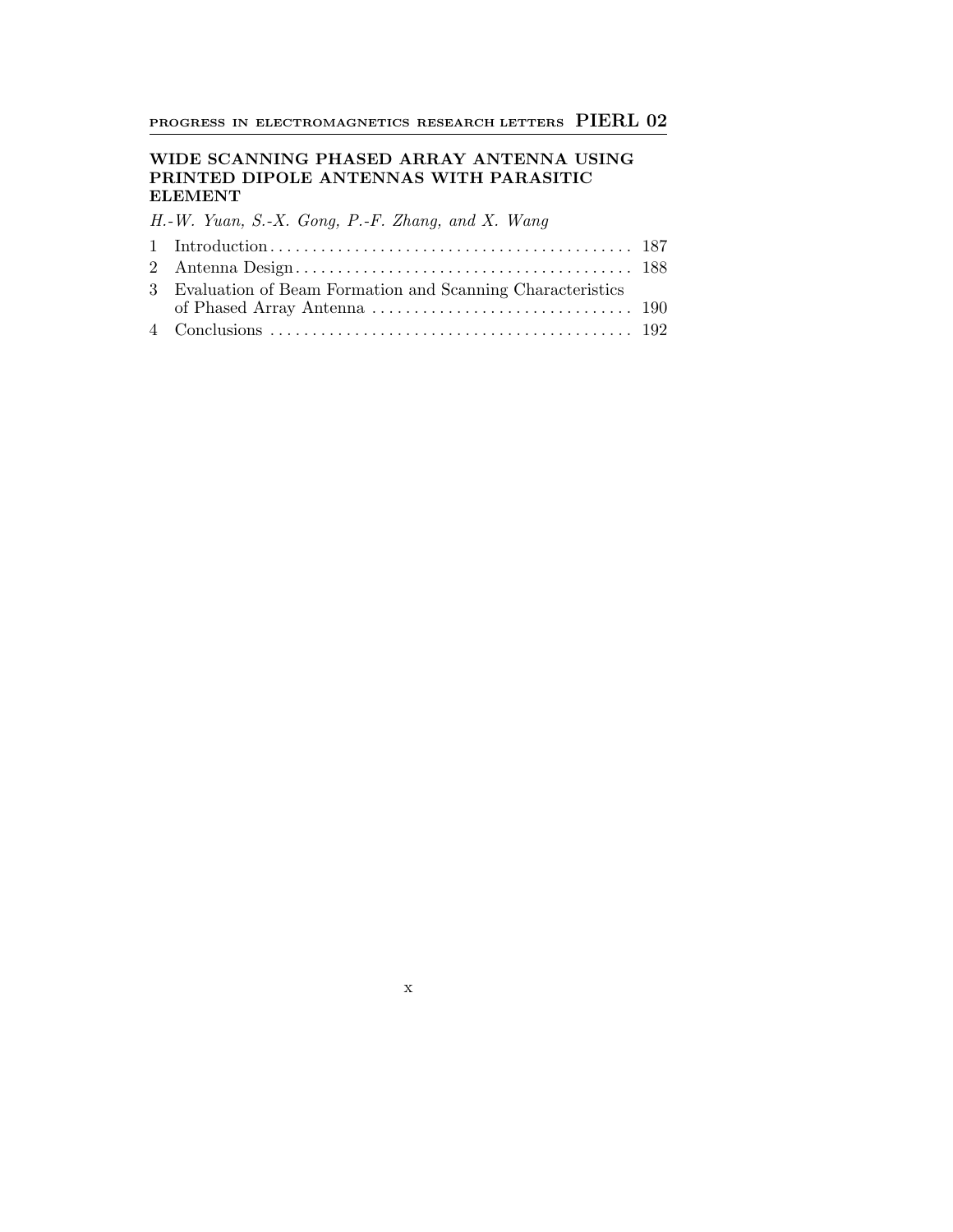## WIDE SCANNING PHASED ARRAY ANTENNA USING PRINTED DIPOLE ANTENNAS WITH PARASITIC ELEMENT

*H.-W. Yuan, S.-X. Gong, P.-F. Zhang, and X. Wang*

| | | |
|---|---|---|
| 1 | Introduction | 187 |
| 2 | Antenna Design | 188 |
| 3 | Evaluation of Beam Formation and Scanning Characteristics of Phased Array Antenna | 190 |
| 4 | Conclusions | 192 |